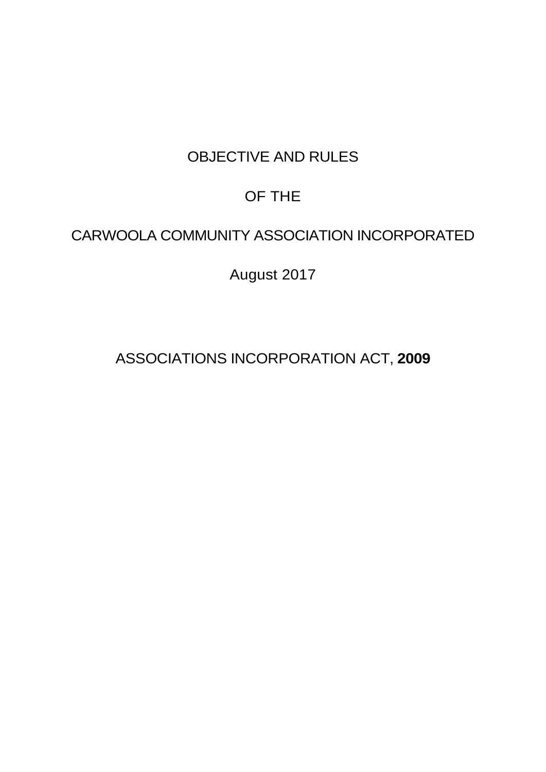# OBJECTIVE AND RULES

# OF THE

# CARWOOLA COMMUNITY ASSOCIATION INCORPORATED

August 2017

ASSOCIATIONS INCORPORATION ACT, **2009**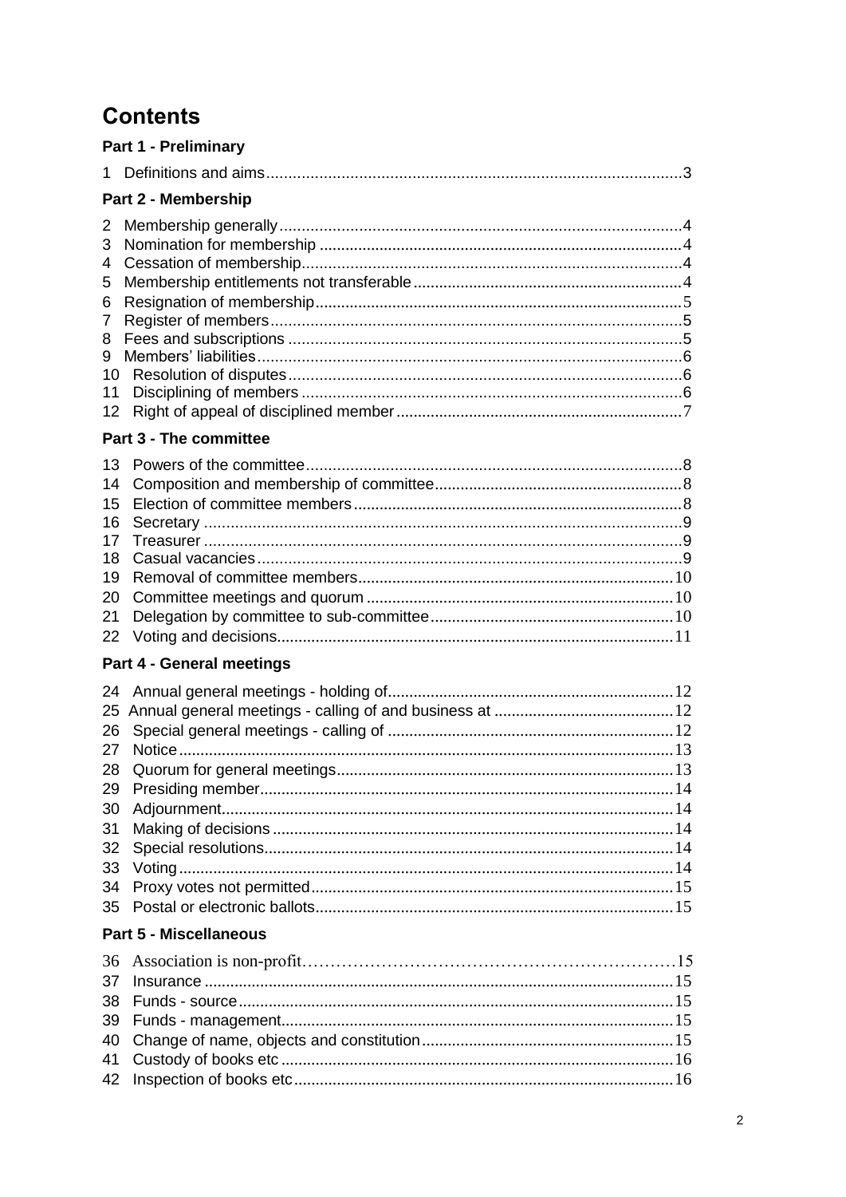# Contents

### Part 1 - Preliminary

1 Definitions and aims ... 3

### Part 2 - Membership

2 Membership generally ... 4
3 Nomination for membership ... 4
4 Cessation of membership ... 4
5 Membership entitlements not transferable ... 4
6 Resignation of membership ... 5
7 Register of members ... 5
8 Fees and subscriptions ... 5
9 Members' liabilities ... 6
10 Resolution of disputes ... 6
11 Disciplining of members ... 6
12 Right of appeal of disciplined member ... 7

### Part 3 - The committee

13 Powers of the committee ... 8
14 Composition and membership of committee ... 8
15 Election of committee members ... 8
16 Secretary ... 9
17 Treasurer ... 9
18 Casual vacancies ... 9
19 Removal of committee members ... 10
20 Committee meetings and quorum ... 10
21 Delegation by committee to sub-committee ... 10
22 Voting and decisions ... 11

### Part 4 - General meetings

24 Annual general meetings - holding of ... 12
25 Annual general meetings - calling of and business at ... 12
26 Special general meetings - calling of ... 12
27 Notice ... 13
28 Quorum for general meetings ... 13
29 Presiding member ... 14
30 Adjournment ... 14
31 Making of decisions ... 14
32 Special resolutions ... 14
33 Voting ... 14
34 Proxy votes not permitted ... 15
35 Postal or electronic ballots ... 15

### Part 5 - Miscellaneous

36 Association is non-profit ... 15
37 Insurance ... 15
38 Funds - source ... 15
39 Funds - management ... 15
40 Change of name, objects and constitution ... 15
41 Custody of books etc ... 16
42 Inspection of books etc ... 16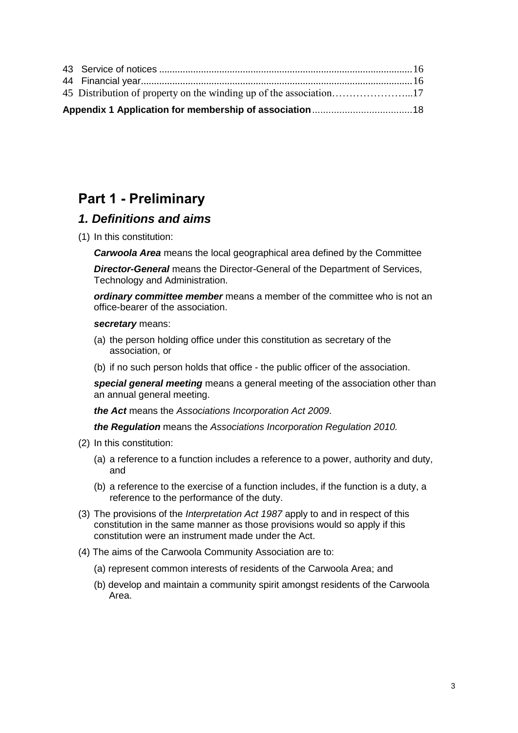43 Service of notices ..... 16
44 Financial year ..... 16
45 Distribution of property on the winding up of the association ..... 17

**Appendix 1 Application for membership of association** ..... 18

# Part 1 - Preliminary

## *1. Definitions and aims*

(1) In this constitution:

***Carwoola Area*** means the local geographical area defined by the Committee

***Director-General*** means the Director-General of the Department of Services, Technology and Administration.

***ordinary committee member*** means a member of the committee who is not an office-bearer of the association.

***secretary*** means:

(a) the person holding office under this constitution as secretary of the association, or

(b) if no such person holds that office - the public officer of the association.

***special general meeting*** means a general meeting of the association other than an annual general meeting.

***the Act*** means the *Associations Incorporation Act 2009*.

***the Regulation*** means the *Associations Incorporation Regulation 2010.*

(2) In this constitution:

(a) a reference to a function includes a reference to a power, authority and duty, and

(b) a reference to the exercise of a function includes, if the function is a duty, a reference to the performance of the duty.

(3) The provisions of the *Interpretation Act 1987* apply to and in respect of this constitution in the same manner as those provisions would so apply if this constitution were an instrument made under the Act.

(4) The aims of the Carwoola Community Association are to:

(a) represent common interests of residents of the Carwoola Area; and

(b) develop and maintain a community spirit amongst residents of the Carwoola Area.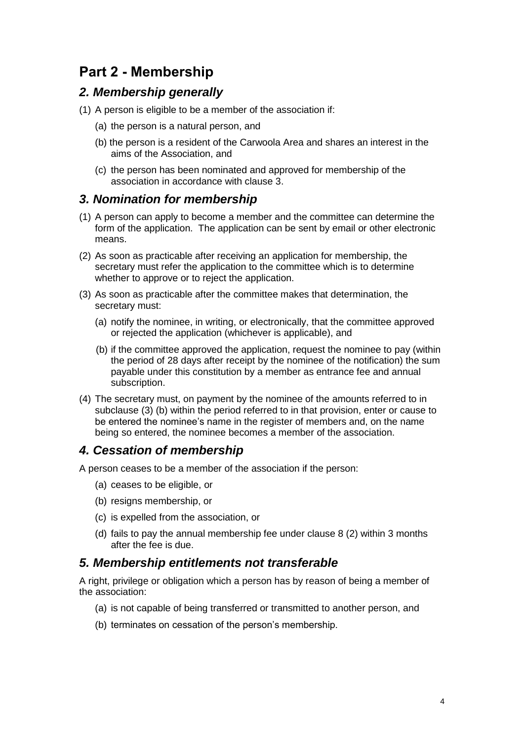# Part 2 - Membership

## *2. Membership generally*

(1) A person is eligible to be a member of the association if:

- (a) the person is a natural person, and
- (b) the person is a resident of the Carwoola Area and shares an interest in the aims of the Association, and
- (c) the person has been nominated and approved for membership of the association in accordance with clause 3.

## *3. Nomination for membership*

(1) A person can apply to become a member and the committee can determine the form of the application. The application can be sent by email or other electronic means.

(2) As soon as practicable after receiving an application for membership, the secretary must refer the application to the committee which is to determine whether to approve or to reject the application.

(3) As soon as practicable after the committee makes that determination, the secretary must:

- (a) notify the nominee, in writing, or electronically, that the committee approved or rejected the application (whichever is applicable), and
- (b) if the committee approved the application, request the nominee to pay (within the period of 28 days after receipt by the nominee of the notification) the sum payable under this constitution by a member as entrance fee and annual subscription.

(4) The secretary must, on payment by the nominee of the amounts referred to in subclause (3) (b) within the period referred to in that provision, enter or cause to be entered the nominee's name in the register of members and, on the name being so entered, the nominee becomes a member of the association.

## *4. Cessation of membership*

A person ceases to be a member of the association if the person:

- (a) ceases to be eligible, or
- (b) resigns membership, or
- (c) is expelled from the association, or
- (d) fails to pay the annual membership fee under clause 8 (2) within 3 months after the fee is due.

## *5. Membership entitlements not transferable*

A right, privilege or obligation which a person has by reason of being a member of the association:

- (a) is not capable of being transferred or transmitted to another person, and
- (b) terminates on cessation of the person's membership.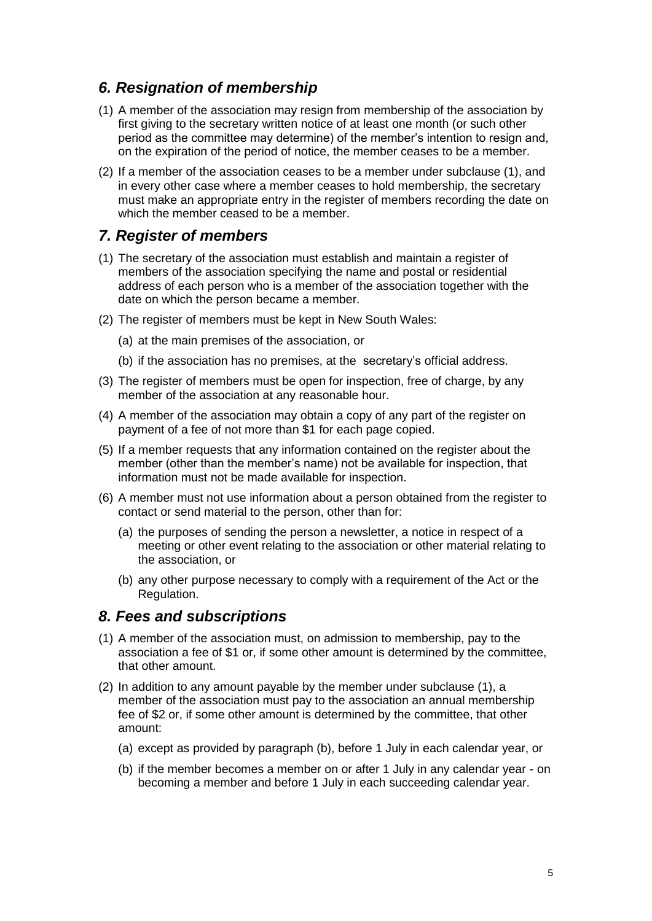## *6. Resignation of membership*

(1) A member of the association may resign from membership of the association by first giving to the secretary written notice of at least one month (or such other period as the committee may determine) of the member's intention to resign and, on the expiration of the period of notice, the member ceases to be a member.

(2) If a member of the association ceases to be a member under subclause (1), and in every other case where a member ceases to hold membership, the secretary must make an appropriate entry in the register of members recording the date on which the member ceased to be a member.

## *7. Register of members*

(1) The secretary of the association must establish and maintain a register of members of the association specifying the name and postal or residential address of each person who is a member of the association together with the date on which the person became a member.

(2) The register of members must be kept in New South Wales:

(a) at the main premises of the association, or

(b) if the association has no premises, at the secretary's official address.

(3) The register of members must be open for inspection, free of charge, by any member of the association at any reasonable hour.

(4) A member of the association may obtain a copy of any part of the register on payment of a fee of not more than $1 for each page copied.

(5) If a member requests that any information contained on the register about the member (other than the member's name) not be available for inspection, that information must not be made available for inspection.

(6) A member must not use information about a person obtained from the register to contact or send material to the person, other than for:

(a) the purposes of sending the person a newsletter, a notice in respect of a meeting or other event relating to the association or other material relating to the association, or

(b) any other purpose necessary to comply with a requirement of the Act or the Regulation.

## *8. Fees and subscriptions*

(1) A member of the association must, on admission to membership, pay to the association a fee of $1 or, if some other amount is determined by the committee, that other amount.

(2) In addition to any amount payable by the member under subclause (1), a member of the association must pay to the association an annual membership fee of $2 or, if some other amount is determined by the committee, that other amount:

(a) except as provided by paragraph (b), before 1 July in each calendar year, or

(b) if the member becomes a member on or after 1 July in any calendar year - on becoming a member and before 1 July in each succeeding calendar year.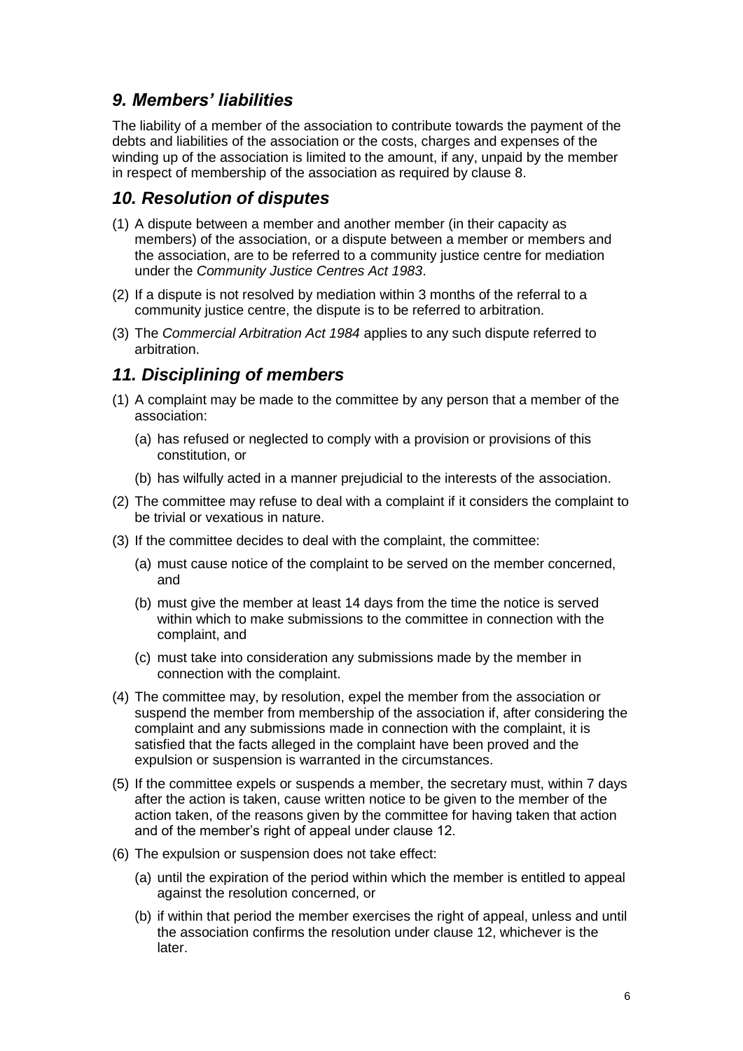## *9. Members' liabilities*

The liability of a member of the association to contribute towards the payment of the debts and liabilities of the association or the costs, charges and expenses of the winding up of the association is limited to the amount, if any, unpaid by the member in respect of membership of the association as required by clause 8.

## *10. Resolution of disputes*

(1) A dispute between a member and another member (in their capacity as members) of the association, or a dispute between a member or members and the association, are to be referred to a community justice centre for mediation under the *Community Justice Centres Act 1983*.

(2) If a dispute is not resolved by mediation within 3 months of the referral to a community justice centre, the dispute is to be referred to arbitration.

(3) The *Commercial Arbitration Act 1984* applies to any such dispute referred to arbitration.

## *11. Disciplining of members*

(1) A complaint may be made to the committee by any person that a member of the association:

  (a) has refused or neglected to comply with a provision or provisions of this constitution, or

  (b) has wilfully acted in a manner prejudicial to the interests of the association.

(2) The committee may refuse to deal with a complaint if it considers the complaint to be trivial or vexatious in nature.

(3) If the committee decides to deal with the complaint, the committee:

  (a) must cause notice of the complaint to be served on the member concerned, and

  (b) must give the member at least 14 days from the time the notice is served within which to make submissions to the committee in connection with the complaint, and

  (c) must take into consideration any submissions made by the member in connection with the complaint.

(4) The committee may, by resolution, expel the member from the association or suspend the member from membership of the association if, after considering the complaint and any submissions made in connection with the complaint, it is satisfied that the facts alleged in the complaint have been proved and the expulsion or suspension is warranted in the circumstances.

(5) If the committee expels or suspends a member, the secretary must, within 7 days after the action is taken, cause written notice to be given to the member of the action taken, of the reasons given by the committee for having taken that action and of the member's right of appeal under clause 12.

(6) The expulsion or suspension does not take effect:

  (a) until the expiration of the period within which the member is entitled to appeal against the resolution concerned, or

  (b) if within that period the member exercises the right of appeal, unless and until the association confirms the resolution under clause 12, whichever is the later.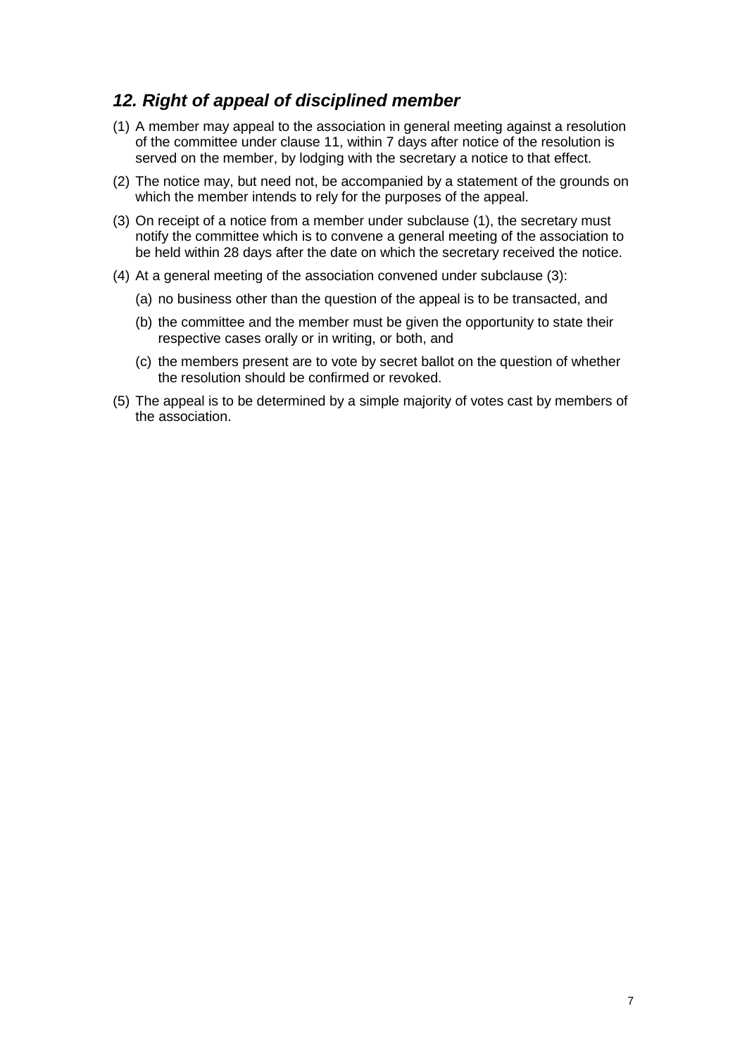## *12. Right of appeal of disciplined member*

(1) A member may appeal to the association in general meeting against a resolution of the committee under clause 11, within 7 days after notice of the resolution is served on the member, by lodging with the secretary a notice to that effect.

(2) The notice may, but need not, be accompanied by a statement of the grounds on which the member intends to rely for the purposes of the appeal.

(3) On receipt of a notice from a member under subclause (1), the secretary must notify the committee which is to convene a general meeting of the association to be held within 28 days after the date on which the secretary received the notice.

(4) At a general meeting of the association convened under subclause (3):

   (a) no business other than the question of the appeal is to be transacted, and

   (b) the committee and the member must be given the opportunity to state their respective cases orally or in writing, or both, and

   (c) the members present are to vote by secret ballot on the question of whether the resolution should be confirmed or revoked.

(5) The appeal is to be determined by a simple majority of votes cast by members of the association.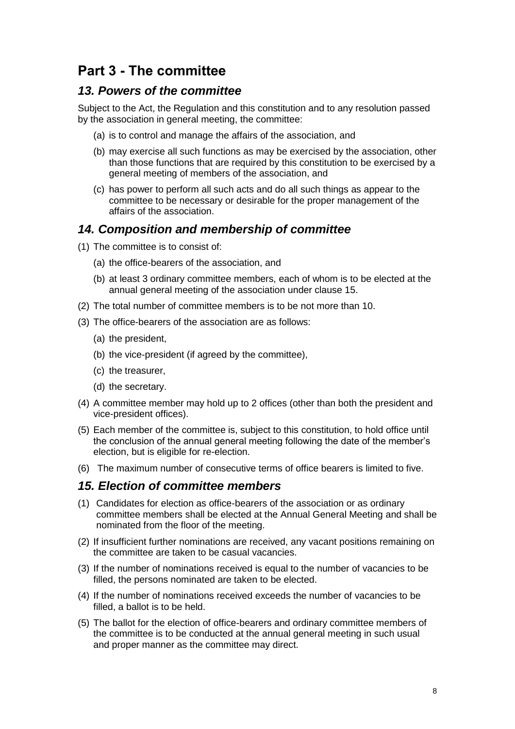# Part 3 - The committee

## *13. Powers of the committee*

Subject to the Act, the Regulation and this constitution and to any resolution passed by the association in general meeting, the committee:

(a) is to control and manage the affairs of the association, and

(b) may exercise all such functions as may be exercised by the association, other than those functions that are required by this constitution to be exercised by a general meeting of members of the association, and

(c) has power to perform all such acts and do all such things as appear to the committee to be necessary or desirable for the proper management of the affairs of the association.

## *14. Composition and membership of committee*

(1) The committee is to consist of:

(a) the office-bearers of the association, and

(b) at least 3 ordinary committee members, each of whom is to be elected at the annual general meeting of the association under clause 15.

(2) The total number of committee members is to be not more than 10.

(3) The office-bearers of the association are as follows:

(a) the president,

(b) the vice-president (if agreed by the committee),

(c) the treasurer,

(d) the secretary.

(4) A committee member may hold up to 2 offices (other than both the president and vice-president offices).

(5) Each member of the committee is, subject to this constitution, to hold office until the conclusion of the annual general meeting following the date of the member's election, but is eligible for re-election.

(6) The maximum number of consecutive terms of office bearers is limited to five.

## *15. Election of committee members*

(1) Candidates for election as office-bearers of the association or as ordinary committee members shall be elected at the Annual General Meeting and shall be nominated from the floor of the meeting.

(2) If insufficient further nominations are received, any vacant positions remaining on the committee are taken to be casual vacancies.

(3) If the number of nominations received is equal to the number of vacancies to be filled, the persons nominated are taken to be elected.

(4) If the number of nominations received exceeds the number of vacancies to be filled, a ballot is to be held.

(5) The ballot for the election of office-bearers and ordinary committee members of the committee is to be conducted at the annual general meeting in such usual and proper manner as the committee may direct.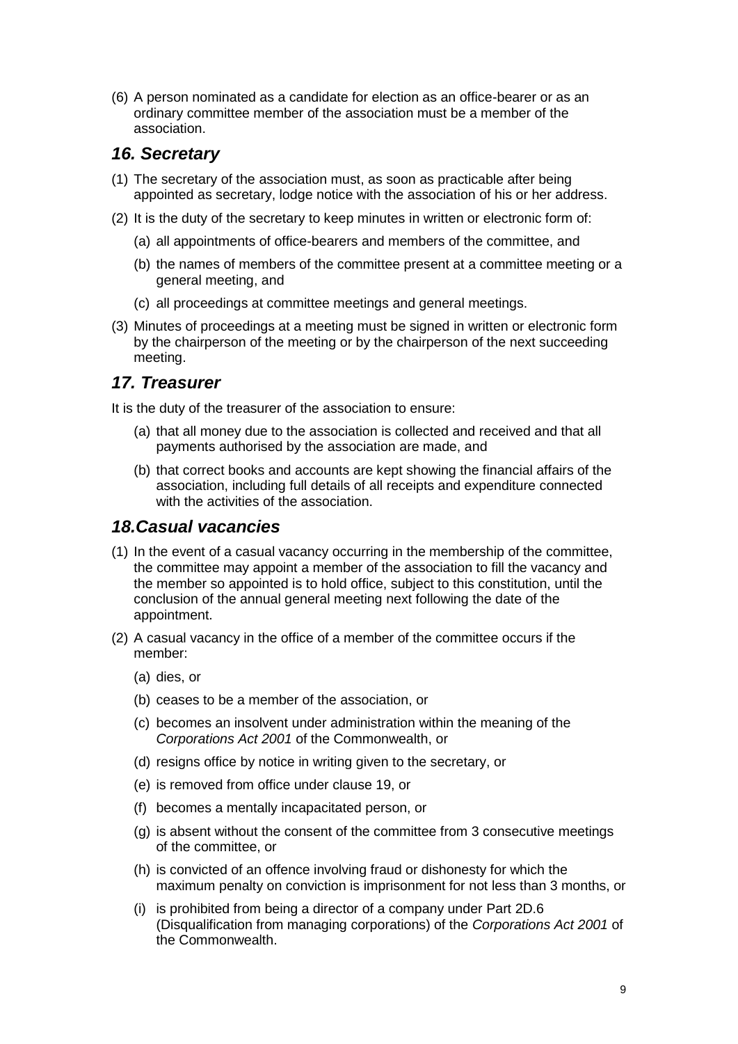(6) A person nominated as a candidate for election as an office-bearer or as an ordinary committee member of the association must be a member of the association.

## *16. Secretary*

(1) The secretary of the association must, as soon as practicable after being appointed as secretary, lodge notice with the association of his or her address.

(2) It is the duty of the secretary to keep minutes in written or electronic form of:

  (a) all appointments of office-bearers and members of the committee, and

  (b) the names of members of the committee present at a committee meeting or a general meeting, and

  (c) all proceedings at committee meetings and general meetings.

(3) Minutes of proceedings at a meeting must be signed in written or electronic form by the chairperson of the meeting or by the chairperson of the next succeeding meeting.

## *17. Treasurer*

It is the duty of the treasurer of the association to ensure:

  (a) that all money due to the association is collected and received and that all payments authorised by the association are made, and

  (b) that correct books and accounts are kept showing the financial affairs of the association, including full details of all receipts and expenditure connected with the activities of the association.

## *18.Casual vacancies*

(1) In the event of a casual vacancy occurring in the membership of the committee, the committee may appoint a member of the association to fill the vacancy and the member so appointed is to hold office, subject to this constitution, until the conclusion of the annual general meeting next following the date of the appointment.

(2) A casual vacancy in the office of a member of the committee occurs if the member:

  (a) dies, or

  (b) ceases to be a member of the association, or

  (c) becomes an insolvent under administration within the meaning of the *Corporations Act 2001* of the Commonwealth, or

  (d) resigns office by notice in writing given to the secretary, or

  (e) is removed from office under clause 19, or

  (f) becomes a mentally incapacitated person, or

  (g) is absent without the consent of the committee from 3 consecutive meetings of the committee, or

  (h) is convicted of an offence involving fraud or dishonesty for which the maximum penalty on conviction is imprisonment for not less than 3 months, or

  (i) is prohibited from being a director of a company under Part 2D.6 (Disqualification from managing corporations) of the *Corporations Act 2001* of the Commonwealth.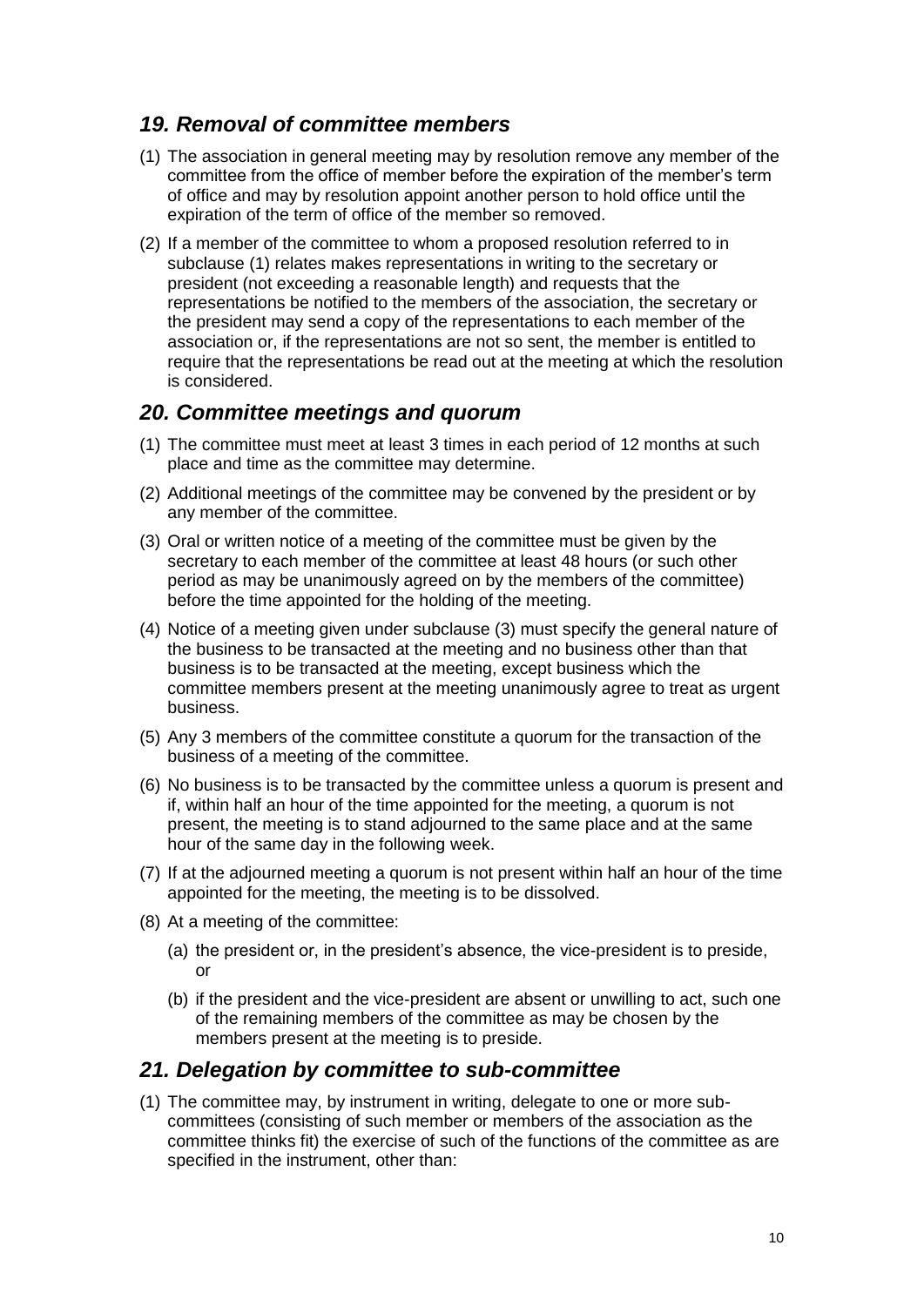## *19. Removal of committee members*

(1) The association in general meeting may by resolution remove any member of the committee from the office of member before the expiration of the member's term of office and may by resolution appoint another person to hold office until the expiration of the term of office of the member so removed.

(2) If a member of the committee to whom a proposed resolution referred to in subclause (1) relates makes representations in writing to the secretary or president (not exceeding a reasonable length) and requests that the representations be notified to the members of the association, the secretary or the president may send a copy of the representations to each member of the association or, if the representations are not so sent, the member is entitled to require that the representations be read out at the meeting at which the resolution is considered.

## *20. Committee meetings and quorum*

(1) The committee must meet at least 3 times in each period of 12 months at such place and time as the committee may determine.

(2) Additional meetings of the committee may be convened by the president or by any member of the committee.

(3) Oral or written notice of a meeting of the committee must be given by the secretary to each member of the committee at least 48 hours (or such other period as may be unanimously agreed on by the members of the committee) before the time appointed for the holding of the meeting.

(4) Notice of a meeting given under subclause (3) must specify the general nature of the business to be transacted at the meeting and no business other than that business is to be transacted at the meeting, except business which the committee members present at the meeting unanimously agree to treat as urgent business.

(5) Any 3 members of the committee constitute a quorum for the transaction of the business of a meeting of the committee.

(6) No business is to be transacted by the committee unless a quorum is present and if, within half an hour of the time appointed for the meeting, a quorum is not present, the meeting is to stand adjourned to the same place and at the same hour of the same day in the following week.

(7) If at the adjourned meeting a quorum is not present within half an hour of the time appointed for the meeting, the meeting is to be dissolved.

(8) At a meeting of the committee:

   (a) the president or, in the president's absence, the vice-president is to preside, or

   (b) if the president and the vice-president are absent or unwilling to act, such one of the remaining members of the committee as may be chosen by the members present at the meeting is to preside.

## *21. Delegation by committee to sub-committee*

(1) The committee may, by instrument in writing, delegate to one or more sub-committees (consisting of such member or members of the association as the committee thinks fit) the exercise of such of the functions of the committee as are specified in the instrument, other than: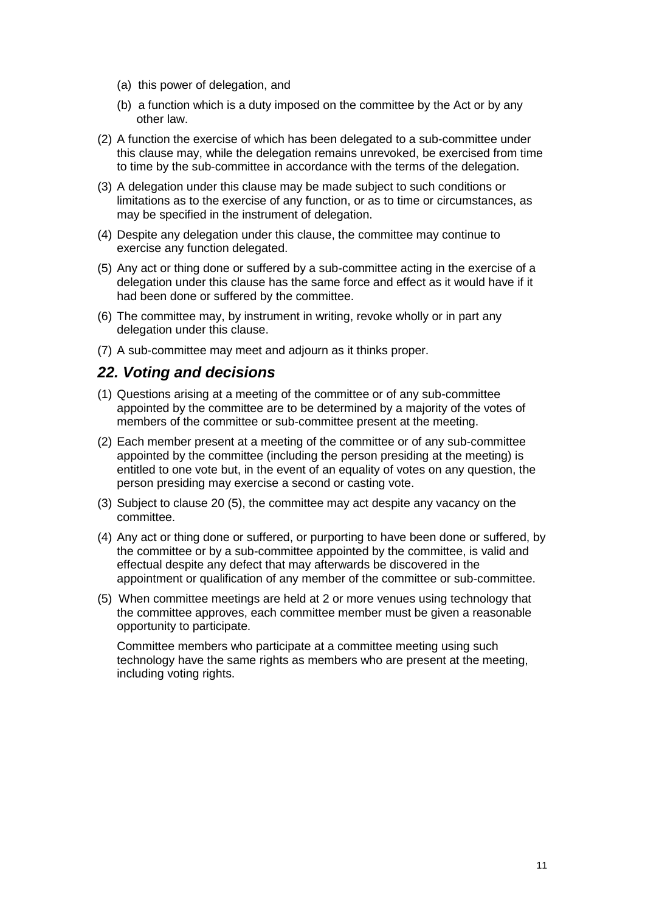(a) this power of delegation, and

(b) a function which is a duty imposed on the committee by the Act or by any other law.

(2) A function the exercise of which has been delegated to a sub-committee under this clause may, while the delegation remains unrevoked, be exercised from time to time by the sub-committee in accordance with the terms of the delegation.

(3) A delegation under this clause may be made subject to such conditions or limitations as to the exercise of any function, or as to time or circumstances, as may be specified in the instrument of delegation.

(4) Despite any delegation under this clause, the committee may continue to exercise any function delegated.

(5) Any act or thing done or suffered by a sub-committee acting in the exercise of a delegation under this clause has the same force and effect as it would have if it had been done or suffered by the committee.

(6) The committee may, by instrument in writing, revoke wholly or in part any delegation under this clause.

(7) A sub-committee may meet and adjourn as it thinks proper.

## *22. Voting and decisions*

(1) Questions arising at a meeting of the committee or of any sub-committee appointed by the committee are to be determined by a majority of the votes of members of the committee or sub-committee present at the meeting.

(2) Each member present at a meeting of the committee or of any sub-committee appointed by the committee (including the person presiding at the meeting) is entitled to one vote but, in the event of an equality of votes on any question, the person presiding may exercise a second or casting vote.

(3) Subject to clause 20 (5), the committee may act despite any vacancy on the committee.

(4) Any act or thing done or suffered, or purporting to have been done or suffered, by the committee or by a sub-committee appointed by the committee, is valid and effectual despite any defect that may afterwards be discovered in the appointment or qualification of any member of the committee or sub-committee.

(5) When committee meetings are held at 2 or more venues using technology that the committee approves, each committee member must be given a reasonable opportunity to participate.

Committee members who participate at a committee meeting using such technology have the same rights as members who are present at the meeting, including voting rights.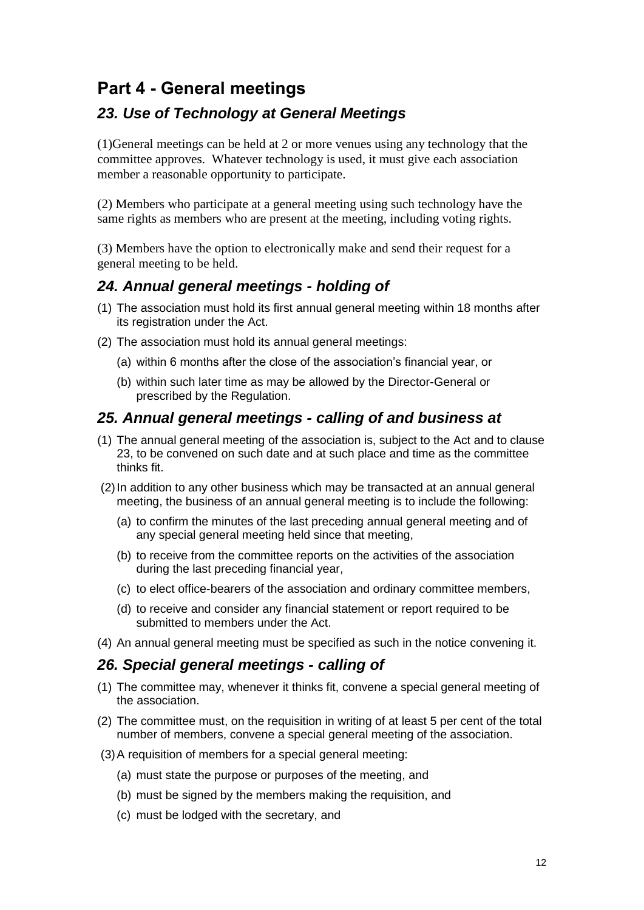# Part 4 - General meetings

## *23. Use of Technology at General Meetings*

(1)General meetings can be held at 2 or more venues using any technology that the committee approves. Whatever technology is used, it must give each association member a reasonable opportunity to participate.

(2) Members who participate at a general meeting using such technology have the same rights as members who are present at the meeting, including voting rights.

(3) Members have the option to electronically make and send their request for a general meeting to be held.

## *24. Annual general meetings - holding of*

(1) The association must hold its first annual general meeting within 18 months after its registration under the Act.

(2) The association must hold its annual general meetings:

(a) within 6 months after the close of the association's financial year, or

(b) within such later time as may be allowed by the Director-General or prescribed by the Regulation.

## *25. Annual general meetings - calling of and business at*

(1) The annual general meeting of the association is, subject to the Act and to clause 23, to be convened on such date and at such place and time as the committee thinks fit.

(2) In addition to any other business which may be transacted at an annual general meeting, the business of an annual general meeting is to include the following:

(a) to confirm the minutes of the last preceding annual general meeting and of any special general meeting held since that meeting,

(b) to receive from the committee reports on the activities of the association during the last preceding financial year,

(c) to elect office-bearers of the association and ordinary committee members,

(d) to receive and consider any financial statement or report required to be submitted to members under the Act.

(4) An annual general meeting must be specified as such in the notice convening it.

## *26. Special general meetings - calling of*

(1) The committee may, whenever it thinks fit, convene a special general meeting of the association.

(2) The committee must, on the requisition in writing of at least 5 per cent of the total number of members, convene a special general meeting of the association.

(3) A requisition of members for a special general meeting:

(a) must state the purpose or purposes of the meeting, and

(b) must be signed by the members making the requisition, and

(c) must be lodged with the secretary, and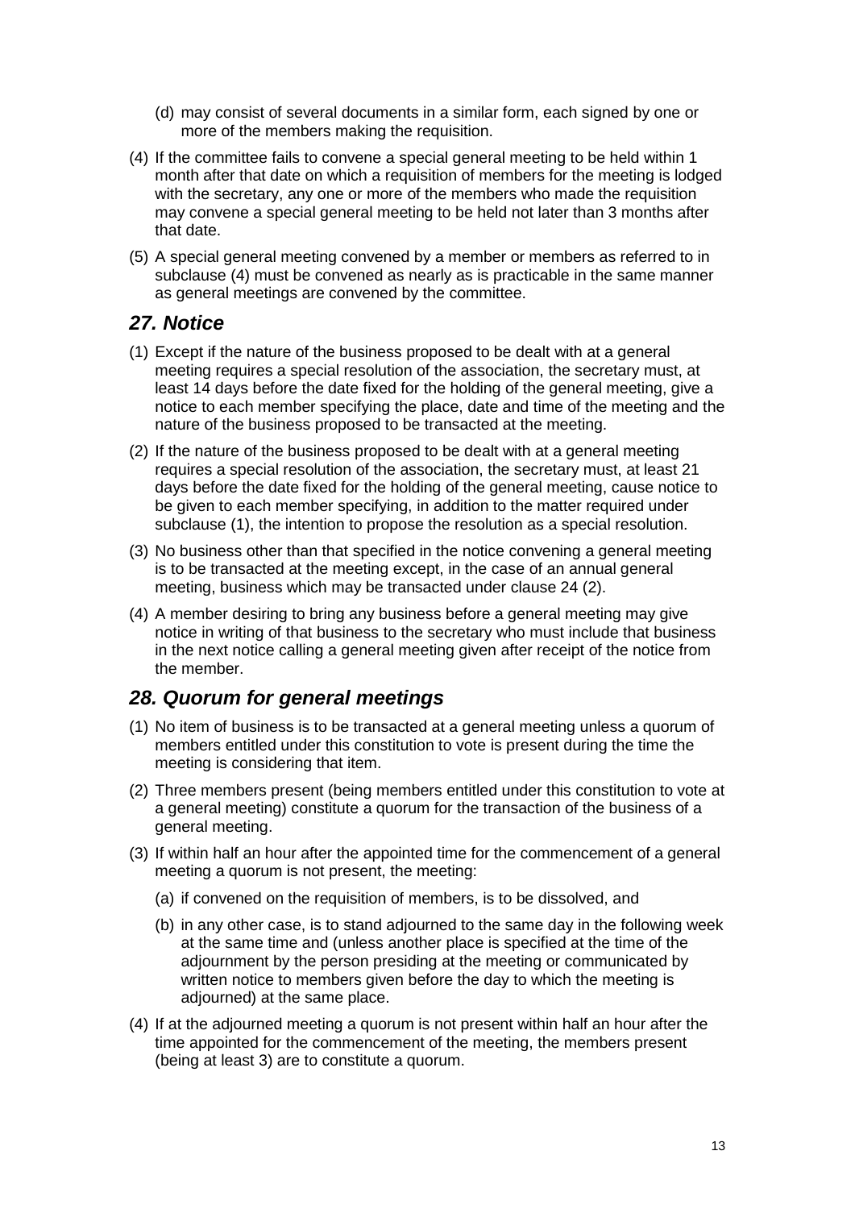(d) may consist of several documents in a similar form, each signed by one or more of the members making the requisition.

(4) If the committee fails to convene a special general meeting to be held within 1 month after that date on which a requisition of members for the meeting is lodged with the secretary, any one or more of the members who made the requisition may convene a special general meeting to be held not later than 3 months after that date.

(5) A special general meeting convened by a member or members as referred to in subclause (4) must be convened as nearly as is practicable in the same manner as general meetings are convened by the committee.

## *27. Notice*

(1) Except if the nature of the business proposed to be dealt with at a general meeting requires a special resolution of the association, the secretary must, at least 14 days before the date fixed for the holding of the general meeting, give a notice to each member specifying the place, date and time of the meeting and the nature of the business proposed to be transacted at the meeting.

(2) If the nature of the business proposed to be dealt with at a general meeting requires a special resolution of the association, the secretary must, at least 21 days before the date fixed for the holding of the general meeting, cause notice to be given to each member specifying, in addition to the matter required under subclause (1), the intention to propose the resolution as a special resolution.

(3) No business other than that specified in the notice convening a general meeting is to be transacted at the meeting except, in the case of an annual general meeting, business which may be transacted under clause 24 (2).

(4) A member desiring to bring any business before a general meeting may give notice in writing of that business to the secretary who must include that business in the next notice calling a general meeting given after receipt of the notice from the member.

## *28. Quorum for general meetings*

(1) No item of business is to be transacted at a general meeting unless a quorum of members entitled under this constitution to vote is present during the time the meeting is considering that item.

(2) Three members present (being members entitled under this constitution to vote at a general meeting) constitute a quorum for the transaction of the business of a general meeting.

(3) If within half an hour after the appointed time for the commencement of a general meeting a quorum is not present, the meeting:

(a) if convened on the requisition of members, is to be dissolved, and

(b) in any other case, is to stand adjourned to the same day in the following week at the same time and (unless another place is specified at the time of the adjournment by the person presiding at the meeting or communicated by written notice to members given before the day to which the meeting is adjourned) at the same place.

(4) If at the adjourned meeting a quorum is not present within half an hour after the time appointed for the commencement of the meeting, the members present (being at least 3) are to constitute a quorum.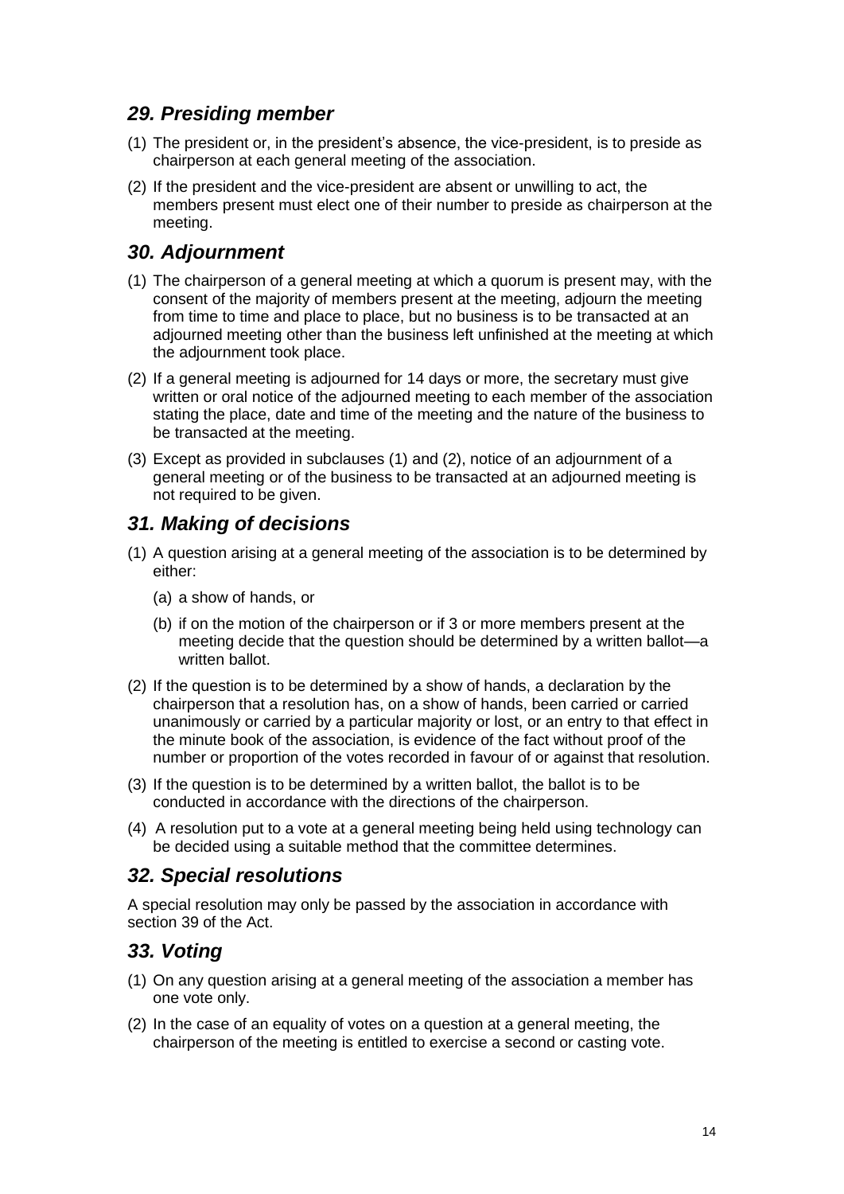## *29. Presiding member*

(1) The president or, in the president's absence, the vice-president, is to preside as chairperson at each general meeting of the association.

(2) If the president and the vice-president are absent or unwilling to act, the members present must elect one of their number to preside as chairperson at the meeting.

## *30. Adjournment*

(1) The chairperson of a general meeting at which a quorum is present may, with the consent of the majority of members present at the meeting, adjourn the meeting from time to time and place to place, but no business is to be transacted at an adjourned meeting other than the business left unfinished at the meeting at which the adjournment took place.

(2) If a general meeting is adjourned for 14 days or more, the secretary must give written or oral notice of the adjourned meeting to each member of the association stating the place, date and time of the meeting and the nature of the business to be transacted at the meeting.

(3) Except as provided in subclauses (1) and (2), notice of an adjournment of a general meeting or of the business to be transacted at an adjourned meeting is not required to be given.

## *31. Making of decisions*

(1) A question arising at a general meeting of the association is to be determined by either:

   (a) a show of hands, or

   (b) if on the motion of the chairperson or if 3 or more members present at the meeting decide that the question should be determined by a written ballot—a written ballot.

(2) If the question is to be determined by a show of hands, a declaration by the chairperson that a resolution has, on a show of hands, been carried or carried unanimously or carried by a particular majority or lost, or an entry to that effect in the minute book of the association, is evidence of the fact without proof of the number or proportion of the votes recorded in favour of or against that resolution.

(3) If the question is to be determined by a written ballot, the ballot is to be conducted in accordance with the directions of the chairperson.

(4) A resolution put to a vote at a general meeting being held using technology can be decided using a suitable method that the committee determines.

## *32. Special resolutions*

A special resolution may only be passed by the association in accordance with section 39 of the Act.

## *33. Voting*

(1) On any question arising at a general meeting of the association a member has one vote only.

(2) In the case of an equality of votes on a question at a general meeting, the chairperson of the meeting is entitled to exercise a second or casting vote.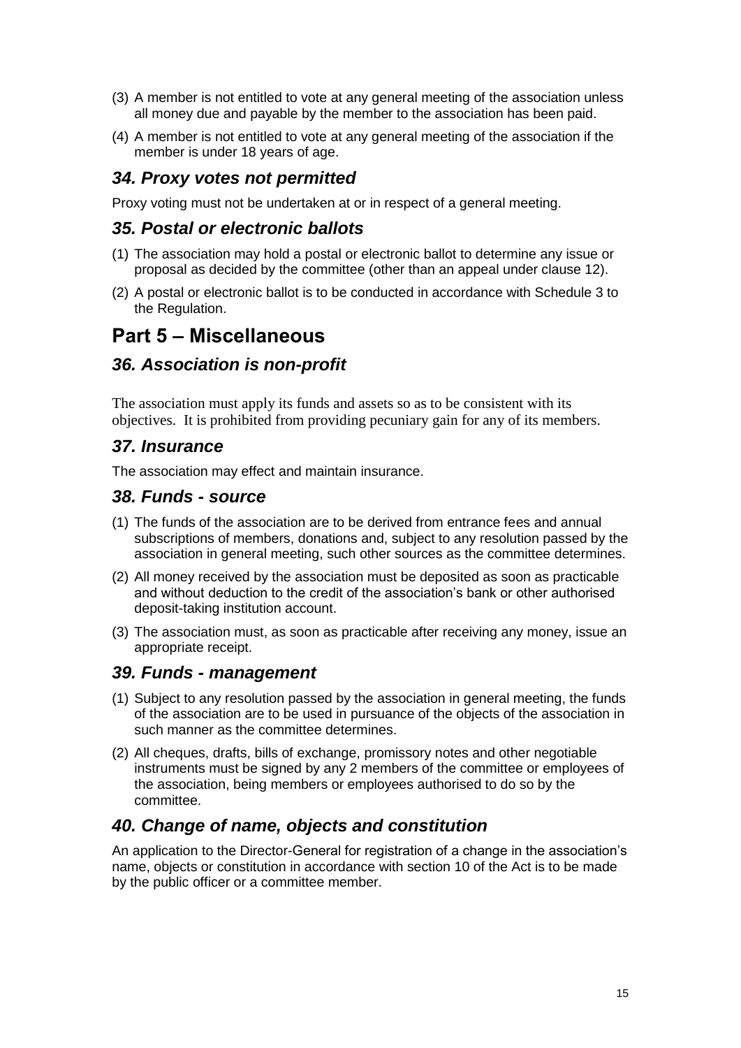(3) A member is not entitled to vote at any general meeting of the association unless all money due and payable by the member to the association has been paid.

(4) A member is not entitled to vote at any general meeting of the association if the member is under 18 years of age.

### *34. Proxy votes not permitted*

Proxy voting must not be undertaken at or in respect of a general meeting.

### *35. Postal or electronic ballots*

(1) The association may hold a postal or electronic ballot to determine any issue or proposal as decided by the committee (other than an appeal under clause 12).

(2) A postal or electronic ballot is to be conducted in accordance with Schedule 3 to the Regulation.

## Part 5 – Miscellaneous

### *36. Association is non-profit*

The association must apply its funds and assets so as to be consistent with its objectives. It is prohibited from providing pecuniary gain for any of its members.

### *37. Insurance*

The association may effect and maintain insurance.

### *38. Funds - source*

(1) The funds of the association are to be derived from entrance fees and annual subscriptions of members, donations and, subject to any resolution passed by the association in general meeting, such other sources as the committee determines.

(2) All money received by the association must be deposited as soon as practicable and without deduction to the credit of the association's bank or other authorised deposit-taking institution account.

(3) The association must, as soon as practicable after receiving any money, issue an appropriate receipt.

### *39. Funds - management*

(1) Subject to any resolution passed by the association in general meeting, the funds of the association are to be used in pursuance of the objects of the association in such manner as the committee determines.

(2) All cheques, drafts, bills of exchange, promissory notes and other negotiable instruments must be signed by any 2 members of the committee or employees of the association, being members or employees authorised to do so by the committee.

### *40. Change of name, objects and constitution*

An application to the Director-General for registration of a change in the association's name, objects or constitution in accordance with section 10 of the Act is to be made by the public officer or a committee member.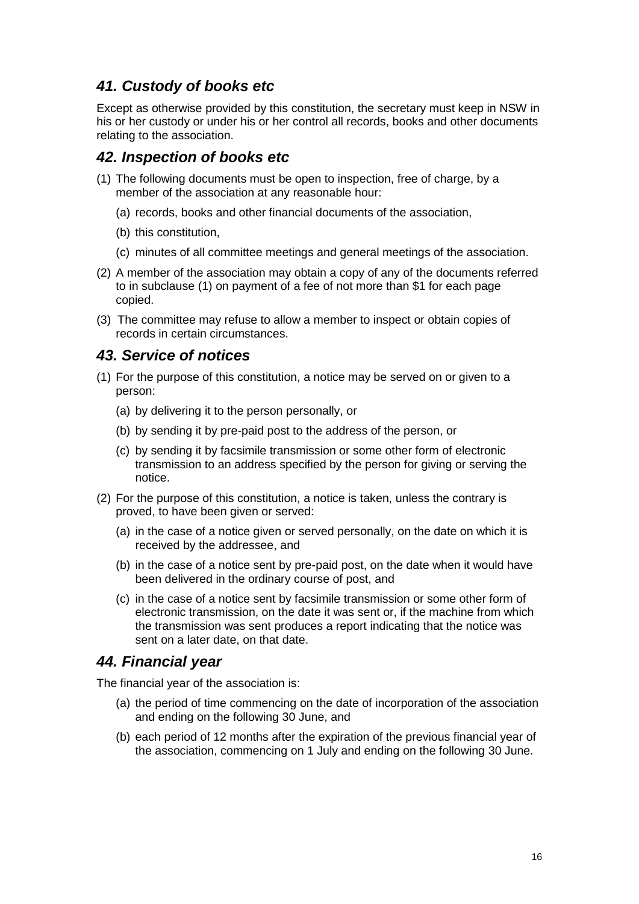## *41. Custody of books etc*

Except as otherwise provided by this constitution, the secretary must keep in NSW in his or her custody or under his or her control all records, books and other documents relating to the association.

## *42. Inspection of books etc*

(1) The following documents must be open to inspection, free of charge, by a member of the association at any reasonable hour:

  (a) records, books and other financial documents of the association,

  (b) this constitution,

  (c) minutes of all committee meetings and general meetings of the association.

(2) A member of the association may obtain a copy of any of the documents referred to in subclause (1) on payment of a fee of not more than $1 for each page copied.

(3) The committee may refuse to allow a member to inspect or obtain copies of records in certain circumstances.

## *43. Service of notices*

(1) For the purpose of this constitution, a notice may be served on or given to a person:

  (a) by delivering it to the person personally, or

  (b) by sending it by pre-paid post to the address of the person, or

  (c) by sending it by facsimile transmission or some other form of electronic transmission to an address specified by the person for giving or serving the notice.

(2) For the purpose of this constitution, a notice is taken, unless the contrary is proved, to have been given or served:

  (a) in the case of a notice given or served personally, on the date on which it is received by the addressee, and

  (b) in the case of a notice sent by pre-paid post, on the date when it would have been delivered in the ordinary course of post, and

  (c) in the case of a notice sent by facsimile transmission or some other form of electronic transmission, on the date it was sent or, if the machine from which the transmission was sent produces a report indicating that the notice was sent on a later date, on that date.

## *44. Financial year*

The financial year of the association is:

  (a) the period of time commencing on the date of incorporation of the association and ending on the following 30 June, and

  (b) each period of 12 months after the expiration of the previous financial year of the association, commencing on 1 July and ending on the following 30 June.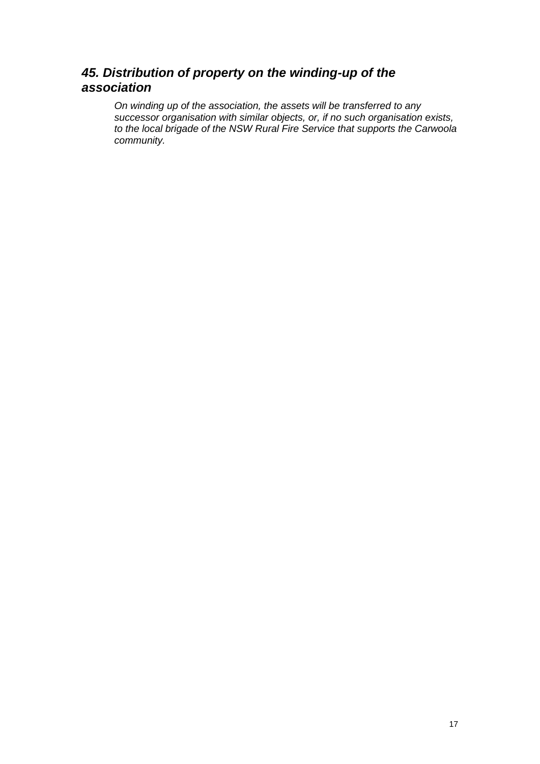## *45. Distribution of property on the winding-up of the association*

*On winding up of the association, the assets will be transferred to any successor organisation with similar objects, or, if no such organisation exists, to the local brigade of the NSW Rural Fire Service that supports the Carwoola community.*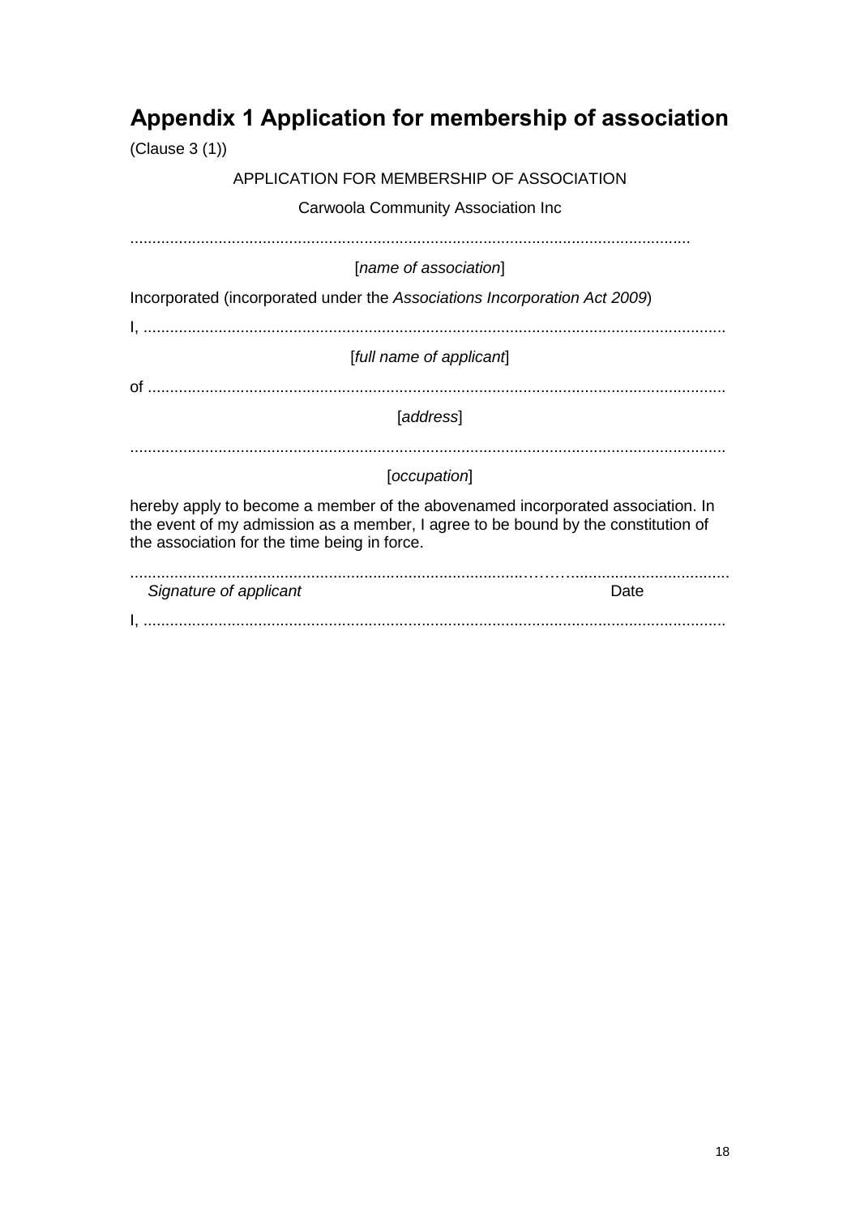## Appendix 1 Application for membership of association

(Clause 3 (1))

APPLICATION FOR MEMBERSHIP OF ASSOCIATION

Carwoola Community Association Inc

..............................................................................................................................

[*name of association*]

Incorporated (incorporated under the *Associations Incorporation Act 2009*)

I, ..................................................................................................................................

[*full name of applicant*]

of .................................................................................................................................

[*address*]

.....................................................................................................................................

[*occupation*]

hereby apply to become a member of the abovenamed incorporated association. In the event of my admission as a member, I agree to be bound by the constitution of the association for the time being in force.

.......................................................................................................................................

*Signature of applicant* Date

I, ..................................................................................................................................